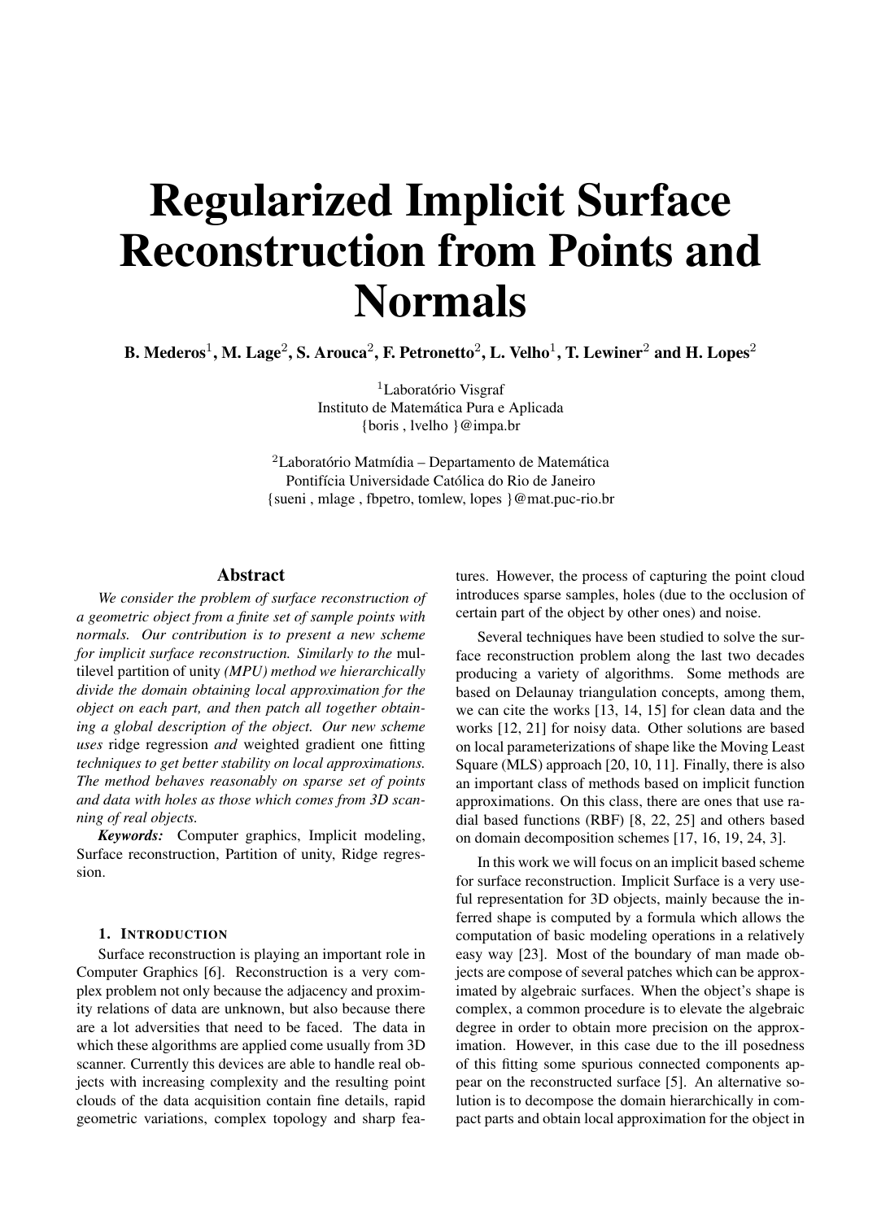# Regularized Implicit Surface Reconstruction from Points and Normals

**B. Mederos[1], M. Lage[2], S. Arouca[2], F. Petronetto[2], L. Velho[1], T. Lewiner[2] and H. Lopes[2]**

[1]Laboratório Visgraf
Instituto de Matemática Pura e Aplicada
{boris , lvelho }@impa.br

[2]Laboratório Matmídia – Departamento de Matemática
Pontifícia Universidade Católica do Rio de Janeiro
{sueni , mlage , fbpetro, tomlew, lopes }@mat.puc-rio.br

## Abstract

*We consider the problem of surface reconstruction of a geometric object from a finite set of sample points with normals. Our contribution is to present a new scheme for implicit surface reconstruction. Similarly to the* multilevel partition of unity *(MPU) method we hierarchically divide the domain obtaining local approximation for the object on each part, and then patch all together obtaining a global description of the object. Our new scheme uses* ridge regression *and* weighted gradient one fitting *techniques to get better stability on local approximations. The method behaves reasonably on sparse set of points and data with holes as those which comes from 3D scanning of real objects.*

***Keywords:*** Computer graphics, Implicit modeling, Surface reconstruction, Partition of unity, Ridge regression.

### 1. Introduction

Surface reconstruction is playing an important role in Computer Graphics [6]. Reconstruction is a very complex problem not only because the adjacency and proximity relations of data are unknown, but also because there are a lot adversities that need to be faced. The data in which these algorithms are applied come usually from 3D scanner. Currently this devices are able to handle real objects with increasing complexity and the resulting point clouds of the data acquisition contain fine details, rapid geometric variations, complex topology and sharp features. However, the process of capturing the point cloud introduces sparse samples, holes (due to the occlusion of certain part of the object by other ones) and noise.

Several techniques have been studied to solve the surface reconstruction problem along the last two decades producing a variety of algorithms. Some methods are based on Delaunay triangulation concepts, among them, we can cite the works [13, 14, 15] for clean data and the works [12, 21] for noisy data. Other solutions are based on local parameterizations of shape like the Moving Least Square (MLS) approach [20, 10, 11]. Finally, there is also an important class of methods based on implicit function approximations. On this class, there are ones that use radial based functions (RBF) [8, 22, 25] and others based on domain decomposition schemes [17, 16, 19, 24, 3].

In this work we will focus on an implicit based scheme for surface reconstruction. Implicit Surface is a very useful representation for 3D objects, mainly because the inferred shape is computed by a formula which allows the computation of basic modeling operations in a relatively easy way [23]. Most of the boundary of man made objects are compose of several patches which can be approximated by algebraic surfaces. When the object's shape is complex, a common procedure is to elevate the algebraic degree in order to obtain more precision on the approximation. However, in this case due to the ill posedness of this fitting some spurious connected components appear on the reconstructed surface [5]. An alternative solution is to decompose the domain hierarchically in compact parts and obtain local approximation for the object in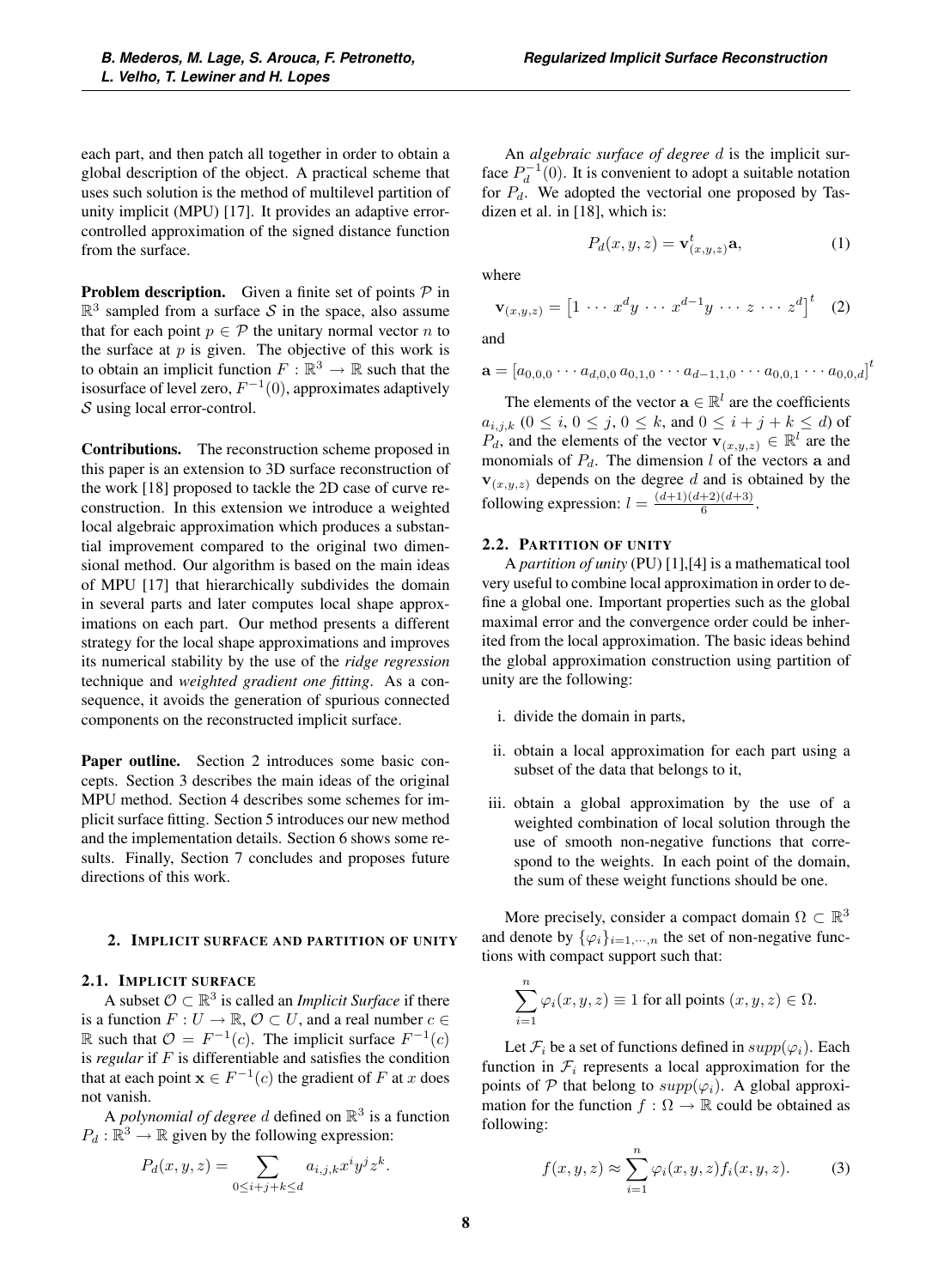each part, and then patch all together in order to obtain a global description of the object. A practical scheme that uses such solution is the method of multilevel partition of unity implicit (MPU) [17]. It provides an adaptive error-controlled approximation of the signed distance function from the surface.

**Problem description.** Given a finite set of points $\mathcal{P}$ in $\mathbb{R}^3$ sampled from a surface $\mathcal{S}$ in the space, also assume that for each point $p \in \mathcal{P}$ the unitary normal vector $n$ to the surface at $p$ is given. The objective of this work is to obtain an implicit function $F : \mathbb{R}^3 \to \mathbb{R}$ such that the isosurface of level zero, $F^{-1}(0)$, approximates adaptively $\mathcal{S}$ using local error-control.

**Contributions.** The reconstruction scheme proposed in this paper is an extension to 3D surface reconstruction of the work [18] proposed to tackle the 2D case of curve reconstruction. In this extension we introduce a weighted local algebraic approximation which produces a substantial improvement compared to the original two dimensional method. Our algorithm is based on the main ideas of MPU [17] that hierarchically subdivides the domain in several parts and later computes local shape approximations on each part. Our method presents a different strategy for the local shape approximations and improves its numerical stability by the use of the *ridge regression* technique and *weighted gradient one fitting*. As a consequence, it avoids the generation of spurious connected components on the reconstructed implicit surface.

**Paper outline.** Section 2 introduces some basic concepts. Section 3 describes the main ideas of the original MPU method. Section 4 describes some schemes for implicit surface fitting. Section 5 introduces our new method and the implementation details. Section 6 shows some results. Finally, Section 7 concludes and proposes future directions of this work.

## 2. Implicit surface and partition of unity

### 2.1. Implicit surface

A subset $\mathcal{O} \subset \mathbb{R}^3$ is called an *Implicit Surface* if there is a function $F : U \to \mathbb{R}$, $\mathcal{O} \subset U$, and a real number $c \in \mathbb{R}$ such that $\mathcal{O} = F^{-1}(c)$. The implicit surface $F^{-1}(c)$ is *regular* if $F$ is differentiable and satisfies the condition that at each point $\mathbf{x} \in F^{-1}(c)$ the gradient of $F$ at $x$ does not vanish.

A *polynomial of degree* $d$ defined on $\mathbb{R}^3$ is a function $P_d : \mathbb{R}^3 \to \mathbb{R}$ given by the following expression:

$$P_d(x, y, z) = \sum_{0 \le i+j+k \le d} a_{i,j,k} x^i y^j z^k.$$

An *algebraic surface of degree* $d$ is the implicit surface $P_d^{-1}(0)$. It is convenient to adopt a suitable notation for $P_d$. We adopted the vectorial one proposed by Tasdizen et al. in [18], which is:

$$P_d(x, y, z) = \mathbf{v}^t_{(x,y,z)} \mathbf{a}, \tag{1}$$

where

$$\mathbf{v}_{(x,y,z)} = \begin{bmatrix} 1 & \cdots & x^d y & \cdots & x^{d-1} y & \cdots & z & \cdots & z^d \end{bmatrix}^t \tag{2}$$

and

$$\mathbf{a} = \left[a_{0,0,0} \cdots a_{d,0,0}\, a_{0,1,0} \cdots a_{d-1,1,0} \cdots a_{0,0,1} \cdots a_{0,0,d}\right]^t$$

The elements of the vector $\mathbf{a} \in \mathbb{R}^l$ are the coefficients $a_{i,j,k}$ $(0 \le i,\ 0 \le j,\ 0 \le k$, and $0 \le i + j + k \le d)$ of $P_d$, and the elements of the vector $\mathbf{v}_{(x,y,z)} \in \mathbb{R}^l$ are the monomials of $P_d$. The dimension $l$ of the vectors $\mathbf{a}$ and $\mathbf{v}_{(x,y,z)}$ depends on the degree $d$ and is obtained by the following expression: $l = \frac{(d+1)(d+2)(d+3)}{6}$.

### 2.2. Partition of unity

A *partition of unity* (PU) [1],[4] is a mathematical tool very useful to combine local approximation in order to define a global one. Important properties such as the global maximal error and the convergence order could be inherited from the local approximation. The basic ideas behind the global approximation construction using partition of unity are the following:

i. divide the domain in parts,

ii. obtain a local approximation for each part using a subset of the data that belongs to it,

iii. obtain a global approximation by the use of a weighted combination of local solution through the use of smooth non-negative functions that correspond to the weights. In each point of the domain, the sum of these weight functions should be one.

More precisely, consider a compact domain $\Omega \subset \mathbb{R}^3$ and denote by $\{\varphi_i\}_{i=1,\cdots,n}$ the set of non-negative functions with compact support such that:

$$\sum_{i=1}^{n} \varphi_i(x, y, z) \equiv 1 \text{ for all points } (x, y, z) \in \Omega.$$

Let $\mathcal{F}_i$ be a set of functions defined in $supp(\varphi_i)$. Each function in $\mathcal{F}_i$ represents a local approximation for the points of $\mathcal{P}$ that belong to $supp(\varphi_i)$. A global approximation for the function $f : \Omega \to \mathbb{R}$ could be obtained as following:

$$f(x, y, z) \approx \sum_{i=1}^{n} \varphi_i(x, y, z) f_i(x, y, z). \tag{3}$$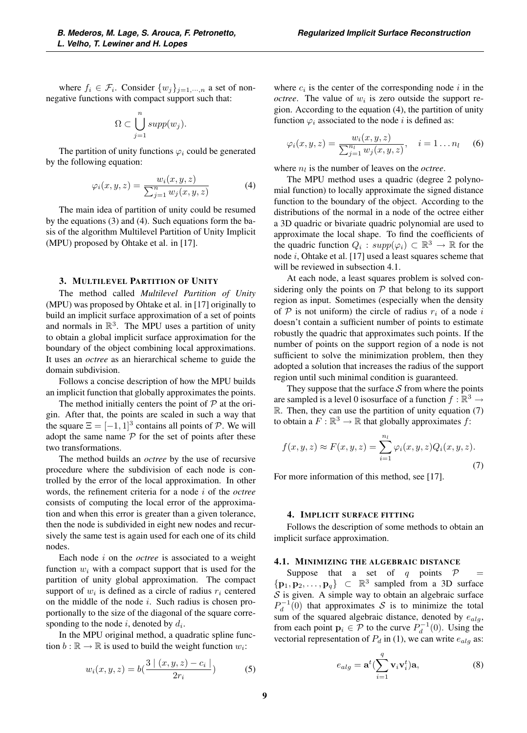where $f_i \in \mathcal{F}_i$. Consider $\{w_j\}_{j=1,\cdots,n}$ a set of non-negative functions with compact support such that:

$$\Omega \subset \bigcup_{j=1}^{n} supp(w_j).$$

The partition of unity functions $\varphi_i$ could be generated by the following equation:

$$\varphi_i(x,y,z) = \frac{w_i(x,y,z)}{\sum_{j=1}^{n} w_j(x,y,z)} \tag{4}$$

The main idea of partition of unity could be resumed by the equations (3) and (4). Such equations form the basis of the algorithm Multilevel Partition of Unity Implicit (MPU) proposed by Ohtake et al. in [17].

## 3. Multilevel Partition of Unity

The method called *Multilevel Partition of Unity* (MPU) was proposed by Ohtake et al. in [17] originally to build an implicit surface approximation of a set of points and normals in $\mathbb{R}^3$. The MPU uses a partition of unity to obtain a global implicit surface approximation for the boundary of the object combining local approximations. It uses an *octree* as an hierarchical scheme to guide the domain subdivision.

Follows a concise description of how the MPU builds an implicit function that globally approximates the points.

The method initially centers the point of $\mathcal{P}$ at the origin. After that, the points are scaled in such a way that the square $\Xi = [-1,1]^3$ contains all points of $\mathcal{P}$. We will adopt the same name $\mathcal{P}$ for the set of points after these two transformations.

The method builds an *octree* by the use of recursive procedure where the subdivision of each node is controlled by the error of the local approximation. In other words, the refinement criteria for a node $i$ of the *octree* consists of computing the local error of the approximation and when this error is greater than a given tolerance, then the node is subdivided in eight new nodes and recursively the same test is again used for each one of its child nodes.

Each node $i$ on the *octree* is associated to a weight function $w_i$ with a compact support that is used for the partition of unity global approximation. The compact support of $w_i$ is defined as a circle of radius $r_i$ centered on the middle of the node $i$. Such radius is chosen proportionally to the size of the diagonal of the square corresponding to the node $i$, denoted by $d_i$.

In the MPU original method, a quadratic spline function $b : \mathbb{R} \to \mathbb{R}$ is used to build the weight function $w_i$:

$$w_i(x,y,z) = b\left(\frac{3 \mid (x,y,z) - c_i \mid}{2r_i}\right) \tag{5}$$

where $c_i$ is the center of the corresponding node $i$ in the *octree*. The value of $w_i$ is zero outside the support region. According to the equation (4), the partition of unity function $\varphi_i$ associated to the node $i$ is defined as:

$$\varphi_i(x,y,z) = \frac{w_i(x,y,z)}{\sum_{j=1}^{n_l} w_j(x,y,z)}, \quad i = 1 \ldots n_l \tag{6}$$

where $n_l$ is the number of leaves on the *octree*.

The MPU method uses a quadric (degree 2 polynomial function) to locally approximate the signed distance function to the boundary of the object. According to the distributions of the normal in a node of the octree either a 3D quadric or bivariate quadric polynomial are used to approximate the local shape. To find the coefficients of the quadric function $Q_i : supp(\varphi_i) \subset \mathbb{R}^3 \to \mathbb{R}$ for the node $i$, Ohtake et al. [17] used a least squares scheme that will be reviewed in subsection 4.1.

At each node, a least squares problem is solved considering only the points on $\mathcal{P}$ that belong to its support region as input. Sometimes (especially when the density of $\mathcal{P}$ is not uniform) the circle of radius $r_i$ of a node $i$ doesn't contain a sufficient number of points to estimate robustly the quadric that approximates such points. If the number of points on the support region of a node is not sufficient to solve the minimization problem, then they adopted a solution that increases the radius of the support region until such minimal condition is guaranteed.

They suppose that the surface $\mathcal{S}$ from where the points are sampled is a level 0 isosurface of a function $f : \mathbb{R}^3 \to \mathbb{R}$. Then, they can use the partition of unity equation (7) to obtain a $F : \mathbb{R}^3 \to \mathbb{R}$ that globally approximates $f$:

$$f(x,y,z) \approx F(x,y,z) = \sum_{i=1}^{n_l} \varphi_i(x,y,z) Q_i(x,y,z). \tag{7}$$

For more information of this method, see [17].

## 4. Implicit surface fitting

Follows the description of some methods to obtain an implicit surface approximation.

### 4.1. Minimizing the algebraic distance

Suppose that a set of $q$ points $\mathcal{P} = \{\mathbf{p}_1, \mathbf{p}_2, \ldots, \mathbf{p}_q\} \subset \mathbb{R}^3$ sampled from a 3D surface $\mathcal{S}$ is given. A simple way to obtain an algebraic surface $P_d^{-1}(0)$ that approximates $\mathcal{S}$ is to minimize the total sum of the squared algebraic distance, denoted by $e_{alg}$, from each point $\mathbf{p}_i \in \mathcal{P}$ to the curve $P_d^{-1}(0)$. Using the vectorial representation of $P_d$ in (1), we can write $e_{alg}$ as:

$$e_{alg} = \mathbf{a}^t \left(\sum_{i=1}^{q} \mathbf{v}_i \mathbf{v}_i^t\right) \mathbf{a}, \tag{8}$$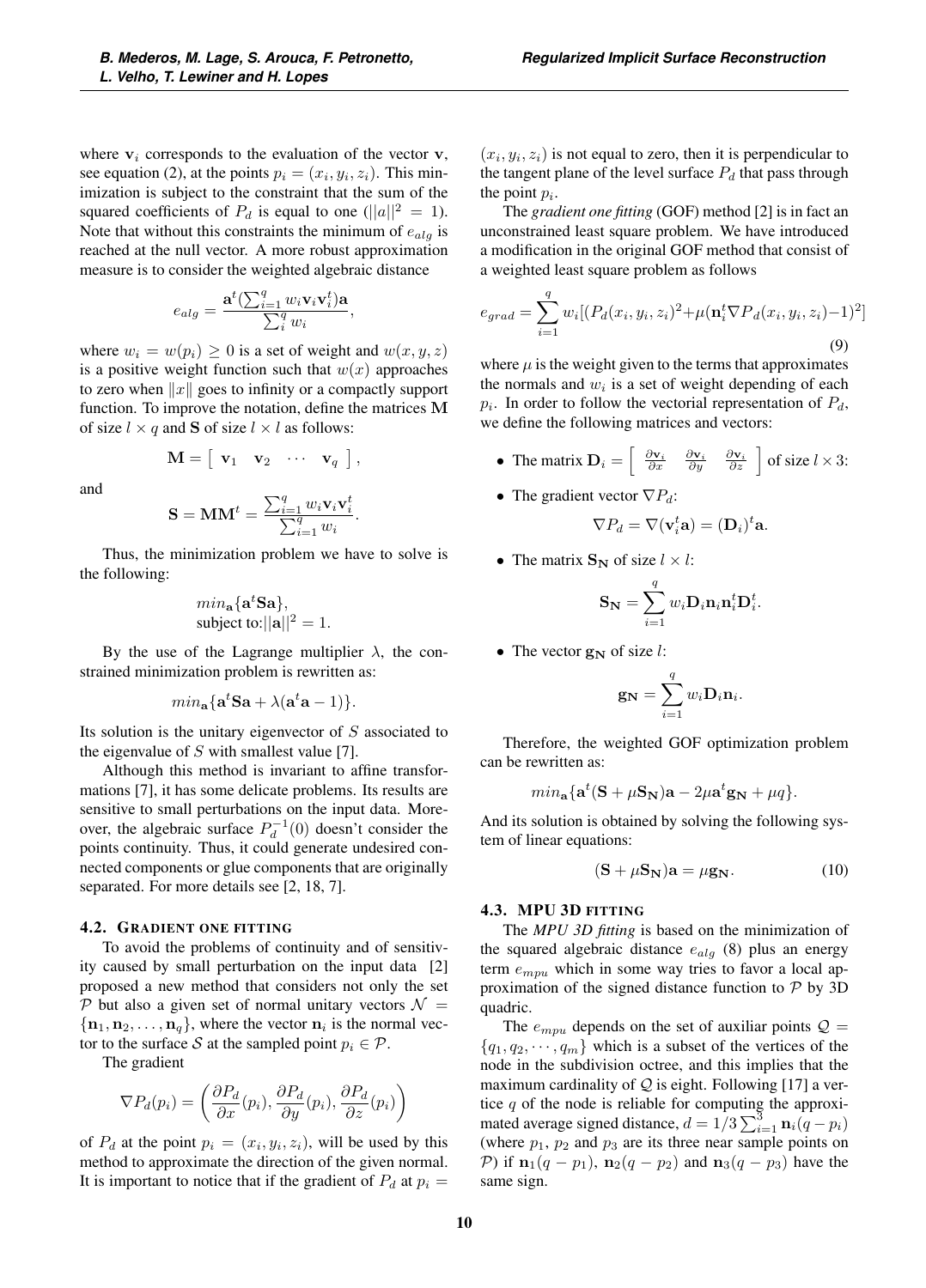where $\mathbf{v}_i$ corresponds to the evaluation of the vector $\mathbf{v}$, see equation (2), at the points $p_i = (x_i, y_i, z_i)$. This minimization is subject to the constraint that the sum of the squared coefficients of $P_d$ is equal to one ($||a||^2 = 1$). Note that without this constraints the minimum of $e_{alg}$ is reached at the null vector. A more robust approximation measure is to consider the weighted algebraic distance

$$e_{alg} = \frac{\mathbf{a}^t(\sum_{i=1}^{q} w_i \mathbf{v}_i \mathbf{v}_i^t)\mathbf{a}}{\sum_i^q w_i},$$

where $w_i = w(p_i) \geq 0$ is a set of weight and $w(x, y, z)$ is a positive weight function such that $w(x)$ approaches to zero when $\|x\|$ goes to infinity or a compactly support function. To improve the notation, define the matrices $\mathbf{M}$ of size $l \times q$ and $\mathbf{S}$ of size $l \times l$ as follows:

$$\mathbf{M} = \left[ \begin{array}{cccc} \mathbf{v}_1 & \mathbf{v}_2 & \cdots & \mathbf{v}_q \end{array} \right],$$

and

$$\mathbf{S} = \mathbf{M}\mathbf{M}^t = \frac{\sum_{i=1}^{q} w_i \mathbf{v}_i \mathbf{v}_i^t}{\sum_{i=1}^{q} w_i}.$$

Thus, the minimization problem we have to solve is the following:

$$\begin{array}{l} min_{\mathbf{a}}\{\mathbf{a}^t\mathbf{S}\mathbf{a}\}, \\ \text{subject to:} ||\mathbf{a}||^2 = 1. \end{array}$$

By the use of the Lagrange multiplier $\lambda$, the constrained minimization problem is rewritten as:

$$min_{\mathbf{a}}\{\mathbf{a}^t\mathbf{S}\mathbf{a} + \lambda(\mathbf{a}^t\mathbf{a} - 1)\}.$$

Its solution is the unitary eigenvector of $S$ associated to the eigenvalue of $S$ with smallest value [7].

Although this method is invariant to affine transformations [7], it has some delicate problems. Its results are sensitive to small perturbations on the input data. Moreover, the algebraic surface $P_d^{-1}(0)$ doesn't consider the points continuity. Thus, it could generate undesired connected components or glue components that are originally separated. For more details see [2, 18, 7].

### 4.2. Gradient one fitting

To avoid the problems of continuity and of sensitivity caused by small perturbation on the input data [2] proposed a new method that considers not only the set $\mathcal{P}$ but also a given set of normal unitary vectors $\mathcal{N} = \{\mathbf{n}_1, \mathbf{n}_2, \ldots, \mathbf{n}_q\}$, where the vector $\mathbf{n}_i$ is the normal vector to the surface $\mathcal{S}$ at the sampled point $p_i \in \mathcal{P}$.

The gradient

$$\nabla P_d(p_i) = \left( \frac{\partial P_d}{\partial x}(p_i), \frac{\partial P_d}{\partial y}(p_i), \frac{\partial P_d}{\partial z}(p_i) \right)$$

of $P_d$ at the point $p_i = (x_i, y_i, z_i)$, will be used by this method to approximate the direction of the given normal. It is important to notice that if the gradient of $P_d$ at $p_i = (x_i, y_i, z_i)$ is not equal to zero, then it is perpendicular to the tangent plane of the level surface $P_d$ that pass through the point $p_i$.

The *gradient one fitting* (GOF) method [2] is in fact an unconstrained least square problem. We have introduced a modification in the original GOF method that consist of a weighted least square problem as follows

$$e_{grad} = \sum_{i=1}^{q} w_i[(P_d(x_i, y_i, z_i))^2 + \mu(\mathbf{n}_i^t \nabla P_d(x_i, y_i, z_i) - 1)^2] \tag{9}$$

where $\mu$ is the weight given to the terms that approximates the normals and $w_i$ is a set of weight depending of each $p_i$. In order to follow the vectorial representation of $P_d$, we define the following matrices and vectors:

- The matrix $\mathbf{D}_i = \left[ \begin{array}{ccc} \frac{\partial \mathbf{v}_i}{\partial x} & \frac{\partial \mathbf{v}_i}{\partial y} & \frac{\partial \mathbf{v}_i}{\partial z} \end{array} \right]$ of size $l \times 3$:
- The gradient vector $\nabla P_d$:
$$\nabla P_d = \nabla(\mathbf{v}_i^t \mathbf{a}) = (\mathbf{D}_i)^t \mathbf{a}.$$
- The matrix $\mathbf{S_N}$ of size $l \times l$:
$$\mathbf{S_N} = \sum_{i=1}^{q} w_i \mathbf{D}_i \mathbf{n}_i \mathbf{n}_i^t \mathbf{D}_i^t.$$
- The vector $\mathbf{g_N}$ of size $l$:
$$\mathbf{g_N} = \sum_{i=1}^{q} w_i \mathbf{D}_i \mathbf{n}_i.$$

Therefore, the weighted GOF optimization problem can be rewritten as:

$$min_{\mathbf{a}}\{\mathbf{a}^t(\mathbf{S} + \mu\mathbf{S_N})\mathbf{a} - 2\mu\mathbf{a}^t\mathbf{g_N} + \mu q\}.$$

And its solution is obtained by solving the following system of linear equations:

$$(\mathbf{S} + \mu\mathbf{S_N})\mathbf{a} = \mu\mathbf{g_N}. \tag{10}$$

### 4.3. MPU 3D fitting

The *MPU 3D fitting* is based on the minimization of the squared algebraic distance $e_{alg}$ (8) plus an energy term $e_{mpu}$ which in some way tries to favor a local approximation of the signed distance function to $\mathcal{P}$ by 3D quadric.

The $e_{mpu}$ depends on the set of auxiliar points $\mathcal{Q} = \{q_1, q_2, \cdots, q_m\}$ which is a subset of the vertices of the node in the subdivision octree, and this implies that the maximum cardinality of $\mathcal{Q}$ is eight. Following [17] a vertice $q$ of the node is reliable for computing the approximated average signed distance, $d = 1/3 \sum_{i=1}^{3} \mathbf{n}_i(q - p_i)$ (where $p_1$, $p_2$ and $p_3$ are its three near sample points on $\mathcal{P}$) if $\mathbf{n}_1(q - p_1)$, $\mathbf{n}_2(q - p_2)$ and $\mathbf{n}_3(q - p_3)$ have the same sign.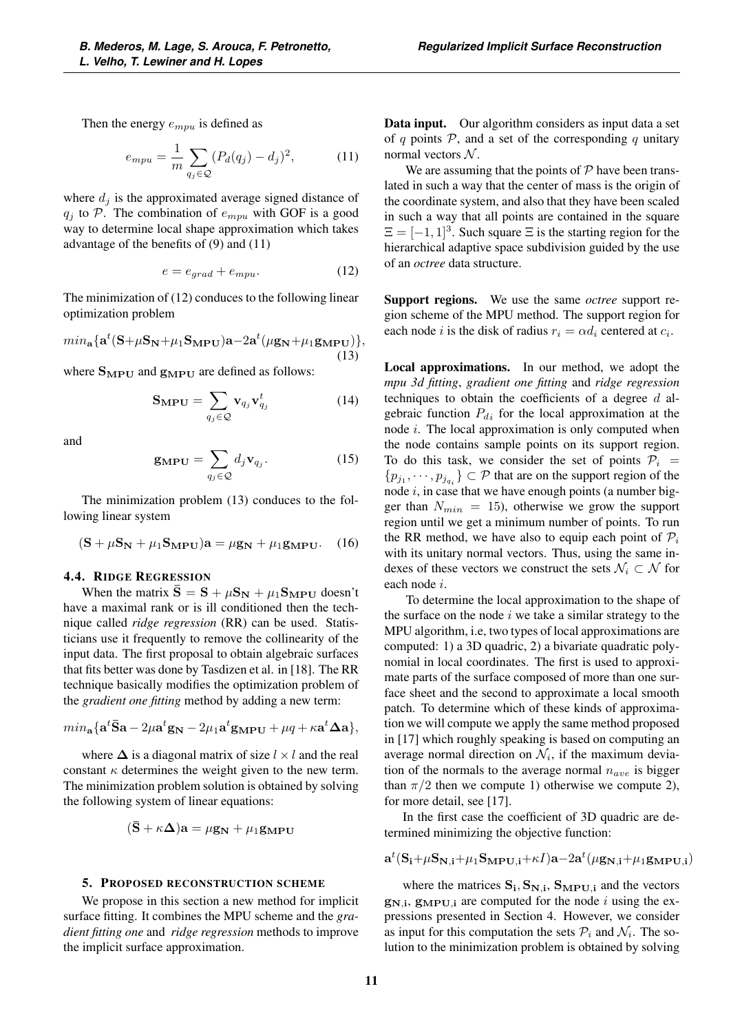Then the energy $e_{mpu}$ is defined as

$$e_{mpu} = \frac{1}{m} \sum_{q_j \in \mathcal{Q}} (P_d(q_j) - d_j)^2, \tag{11}$$

where $d_j$ is the approximated average signed distance of $q_j$ to $\mathcal{P}$. The combination of $e_{mpu}$ with GOF is a good way to determine local shape approximation which takes advantage of the benefits of (9) and (11)

$$e = e_{grad} + e_{mpu}. \tag{12}$$

The minimization of (12) conduces to the following linear optimization problem

$$min_{\mathbf{a}}\{\mathbf{a}^t(\mathbf{S}+\mu\mathbf{S_N}+\mu_1\mathbf{S_{MPU}})\mathbf{a}-2\mathbf{a}^t(\mu\mathbf{g_N}+\mu_1\mathbf{g_{MPU}})\}, \tag{13}$$

where $\mathbf{S_{MPU}}$ and $\mathbf{g_{MPU}}$ are defined as follows:

$$\mathbf{S_{MPU}} = \sum_{q_j \in \mathcal{Q}} \mathbf{v}_{q_j} \mathbf{v}_{q_j}^t \tag{14}$$

and

$$\mathbf{g_{MPU}} = \sum_{q_j \in \mathcal{Q}} d_j \mathbf{v}_{q_j}. \tag{15}$$

The minimization problem (13) conduces to the following linear system

$$(\mathbf{S} + \mu\mathbf{S_N} + \mu_1\mathbf{S_{MPU}})\mathbf{a} = \mu\mathbf{g_N} + \mu_1\mathbf{g_{MPU}}. \tag{16}$$

### 4.4. Ridge Regression

When the matrix $\bar{\mathbf{S}} = \mathbf{S} + \mu\mathbf{S_N} + \mu_1\mathbf{S_{MPU}}$ doesn't have a maximal rank or is ill conditioned then the technique called *ridge regression* (RR) can be used. Statisticians use it frequently to remove the collinearity of the input data. The first proposal to obtain algebraic surfaces that fits better was done by Tasdizen et al. in [18]. The RR technique basically modifies the optimization problem of the *gradient one fitting* method by adding a new term:

$$min_{\mathbf{a}}\{\mathbf{a}^t\bar{\mathbf{S}}\mathbf{a} - 2\mu\mathbf{a}^t\mathbf{g_N} - 2\mu_1\mathbf{a}^t\mathbf{g_{MPU}} + \mu q + \kappa\mathbf{a}^t\mathbf{\Delta}\mathbf{a}\},$$

where $\mathbf{\Delta}$ is a diagonal matrix of size $l \times l$ and the real constant $\kappa$ determines the weight given to the new term. The minimization problem solution is obtained by solving the following system of linear equations:

$$(\bar{\mathbf{S}} + \kappa\mathbf{\Delta})\mathbf{a} = \mu\mathbf{g_N} + \mu_1\mathbf{g_{MPU}}$$

## 5. Proposed reconstruction scheme

We propose in this section a new method for implicit surface fitting. It combines the MPU scheme and the *gradient fitting one* and *ridge regression* methods to improve the implicit surface approximation.

**Data input.** Our algorithm considers as input data a set of $q$ points $\mathcal{P}$, and a set of the corresponding $q$ unitary normal vectors $\mathcal{N}$.

We are assuming that the points of $\mathcal{P}$ have been translated in such a way that the center of mass is the origin of the coordinate system, and also that they have been scaled in such a way that all points are contained in the square $\Xi = [-1, 1]^3$. Such square $\Xi$ is the starting region for the hierarchical adaptive space subdivision guided by the use of an *octree* data structure.

**Support regions.** We use the same *octree* support region scheme of the MPU method. The support region for each node $i$ is the disk of radius $r_i = \alpha d_i$ centered at $c_i$.

**Local approximations.** In our method, we adopt the *mpu 3d fitting*, *gradient one fitting* and *ridge regression* techniques to obtain the coefficients of a degree $d$ algebraic function $P_{d_i}$ for the local approximation at the node $i$. The local approximation is only computed when the node contains sample points on its support region. To do this task, we consider the set of points $\mathcal{P}_i = \{p_{j_1}, \cdots, p_{j_{q_i}}\} \subset \mathcal{P}$ that are on the support region of the node $i$, in case that we have enough points (a number bigger than $N_{min} = 15$), otherwise we grow the support region until we get a minimum number of points. To run the RR method, we have also to equip each point of $\mathcal{P}_i$ with its unitary normal vectors. Thus, using the same indexes of these vectors we construct the sets $\mathcal{N}_i \subset \mathcal{N}$ for each node $i$.

To determine the local approximation to the shape of the surface on the node $i$ we take a similar strategy to the MPU algorithm, i.e, two types of local approximations are computed: 1) a 3D quadric, 2) a bivariate quadratic polynomial in local coordinates. The first is used to approximate parts of the surface composed of more than one surface sheet and the second to approximate a local smooth patch. To determine which of these kinds of approximation we will compute we apply the same method proposed in [17] which roughly speaking is based on computing an average normal direction on $\mathcal{N}_i$, if the maximum deviation of the normals to the average normal $n_{ave}$ is bigger than $\pi/2$ then we compute 1) otherwise we compute 2), for more detail, see [17].

In the first case the coefficient of 3D quadric are determined minimizing the objective function:

$$\mathbf{a}^t(\mathbf{S_i}+\mu\mathbf{S_{N,i}}+\mu_1\mathbf{S_{MPU,i}}+\kappa I)\mathbf{a}-2\mathbf{a}^t(\mu\mathbf{g_{N,i}}+\mu_1\mathbf{g_{MPU,i}})$$

where the matrices $\mathbf{S_i}, \mathbf{S_{N,i}}$, $\mathbf{S_{MPU,i}}$ and the vectors $\mathbf{g_{N,i}}$, $\mathbf{g_{MPU,i}}$ are computed for the node $i$ using the expressions presented in Section 4. However, we consider as input for this computation the sets $\mathcal{P}_i$ and $\mathcal{N}_i$. The solution to the minimization problem is obtained by solving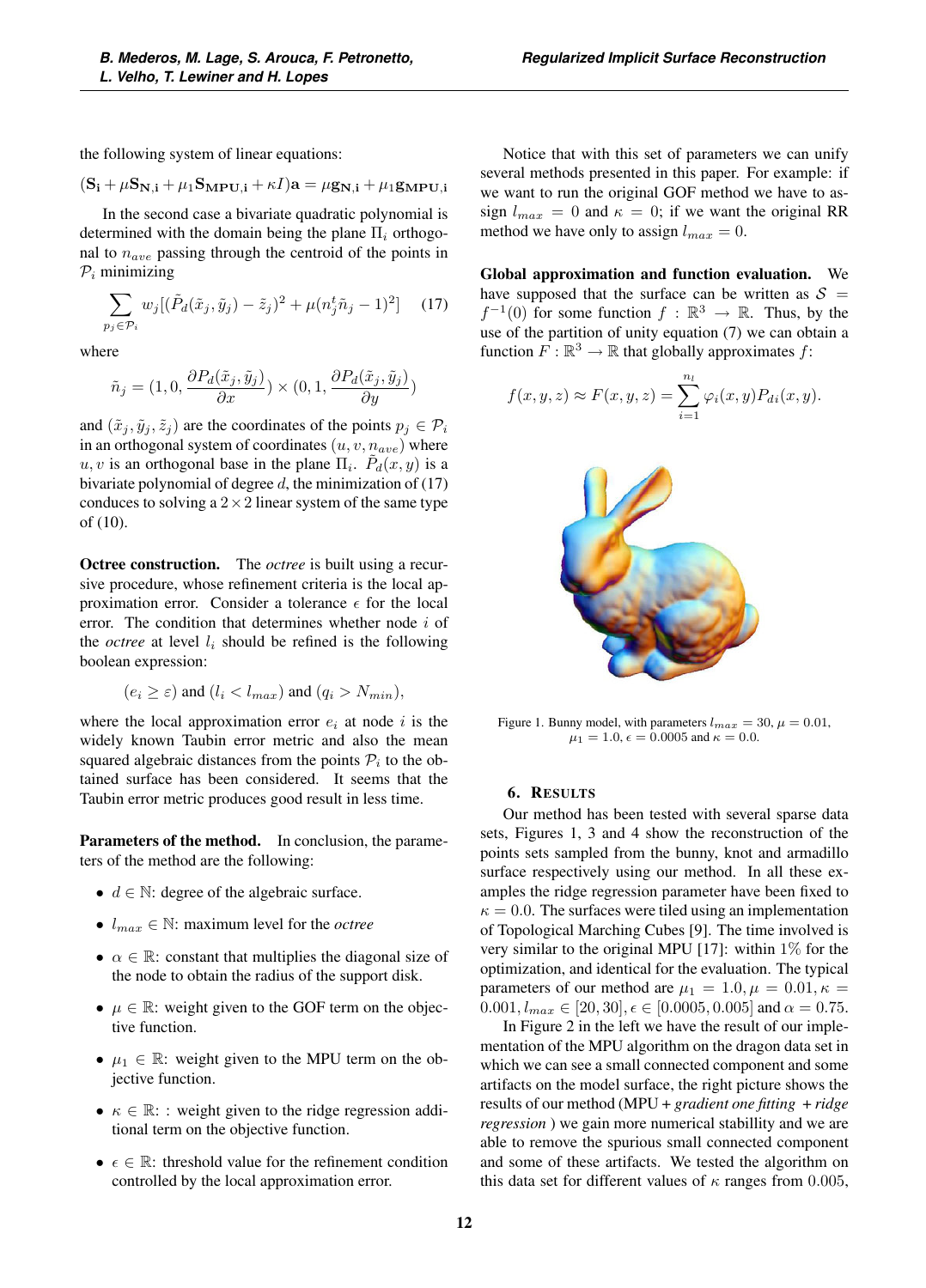the following system of linear equations:

$$(\mathbf{S_i} + \mu \mathbf{S_{N,i}} + \mu_1 \mathbf{S_{MPU,i}} + \kappa I)\mathbf{a} = \mu \mathbf{g_{N,i}} + \mu_1 \mathbf{g_{MPU,i}}$$

In the second case a bivariate quadratic polynomial is determined with the domain being the plane $\Pi_i$ orthogonal to $n_{ave}$ passing through the centroid of the points in $\mathcal{P}_i$ minimizing

$$\sum_{p_j \in \mathcal{P}_i} w_j[(\tilde{P}_d(\tilde{x}_j, \tilde{y}_j) - \tilde{z}_j)^2 + \mu(n_j^t \tilde{n}_j - 1)^2] \quad (17)$$

where

$$\tilde{n}_j = (1, 0, \frac{\partial P_d(\tilde{x}_j, \tilde{y}_j)}{\partial x}) \times (0, 1, \frac{\partial P_d(\tilde{x}_j, \tilde{y}_j)}{\partial y})$$

and $(\tilde{x}_j, \tilde{y}_j, \tilde{z}_j)$ are the coordinates of the points $p_j \in \mathcal{P}_i$ in an orthogonal system of coordinates $(u, v, n_{ave})$ where $u, v$ is an orthogonal base in the plane $\Pi_i$. $\tilde{P}_d(x, y)$ is a bivariate polynomial of degree $d$, the minimization of (17) conduces to solving a $2 \times 2$ linear system of the same type of (10).

**Octree construction.** The *octree* is built using a recursive procedure, whose refinement criteria is the local approximation error. Consider a tolerance $\epsilon$ for the local error. The condition that determines whether node $i$ of the *octree* at level $l_i$ should be refined is the following boolean expression:

$$(e_i \geq \varepsilon) \text{ and } (l_i < l_{max}) \text{ and } (q_i > N_{min}),$$

where the local approximation error $e_i$ at node $i$ is the widely known Taubin error metric and also the mean squared algebraic distances from the points $\mathcal{P}_i$ to the obtained surface has been considered. It seems that the Taubin error metric produces good result in less time.

**Parameters of the method.** In conclusion, the parameters of the method are the following:

- $d \in \mathbb{N}$: degree of the algebraic surface.
- $l_{max} \in \mathbb{N}$: maximum level for the *octree*
- $\alpha \in \mathbb{R}$: constant that multiplies the diagonal size of the node to obtain the radius of the support disk.
- $\mu \in \mathbb{R}$: weight given to the GOF term on the objective function.
- $\mu_1 \in \mathbb{R}$: weight given to the MPU term on the objective function.
- $\kappa \in \mathbb{R}$: : weight given to the ridge regression additional term on the objective function.
- $\epsilon \in \mathbb{R}$: threshold value for the refinement condition controlled by the local approximation error.

Notice that with this set of parameters we can unify several methods presented in this paper. For example: if we want to run the original GOF method we have to assign $l_{max} = 0$ and $\kappa = 0$; if we want the original RR method we have only to assign $l_{max} = 0$.

**Global approximation and function evaluation.** We have supposed that the surface can be written as $\mathcal{S} = f^{-1}(0)$ for some function $f : \mathbb{R}^3 \to \mathbb{R}$. Thus, by the use of the partition of unity equation (7) we can obtain a function $F : \mathbb{R}^3 \to \mathbb{R}$ that globally approximates $f$:

$$f(x, y, z) \approx F(x, y, z) = \sum_{i=1}^{n_l} \varphi_i(x, y) P_{di}(x, y).$$

Figure 1. Bunny model, with parameters $l_{max} = 30$, $\mu = 0.01$, $\mu_1 = 1.0$, $\epsilon = 0.0005$ and $\kappa = 0.0$.

## 6. Results

Our method has been tested with several sparse data sets, Figures 1, 3 and 4 show the reconstruction of the points sets sampled from the bunny, knot and armadillo surface respectively using our method. In all these examples the ridge regression parameter have been fixed to $\kappa = 0.0$. The surfaces were tiled using an implementation of Topological Marching Cubes [9]. The time involved is very similar to the original MPU [17]: within 1% for the optimization, and identical for the evaluation. The typical parameters of our method are $\mu_1 = 1.0, \mu = 0.01, \kappa = 0.001, l_{max} \in [20, 30], \epsilon \in [0.0005, 0.005]$ and $\alpha = 0.75$.

In Figure 2 in the left we have the result of our implementation of the MPU algorithm on the dragon data set in which we can see a small connected component and some artifacts on the model surface, the right picture shows the results of our method (MPU + *gradient one fitting* + *ridge regression* ) we gain more numerical stabillity and we are able to remove the spurious small connected component and some of these artifacts. We tested the algorithm on this data set for different values of $\kappa$ ranges from 0.005,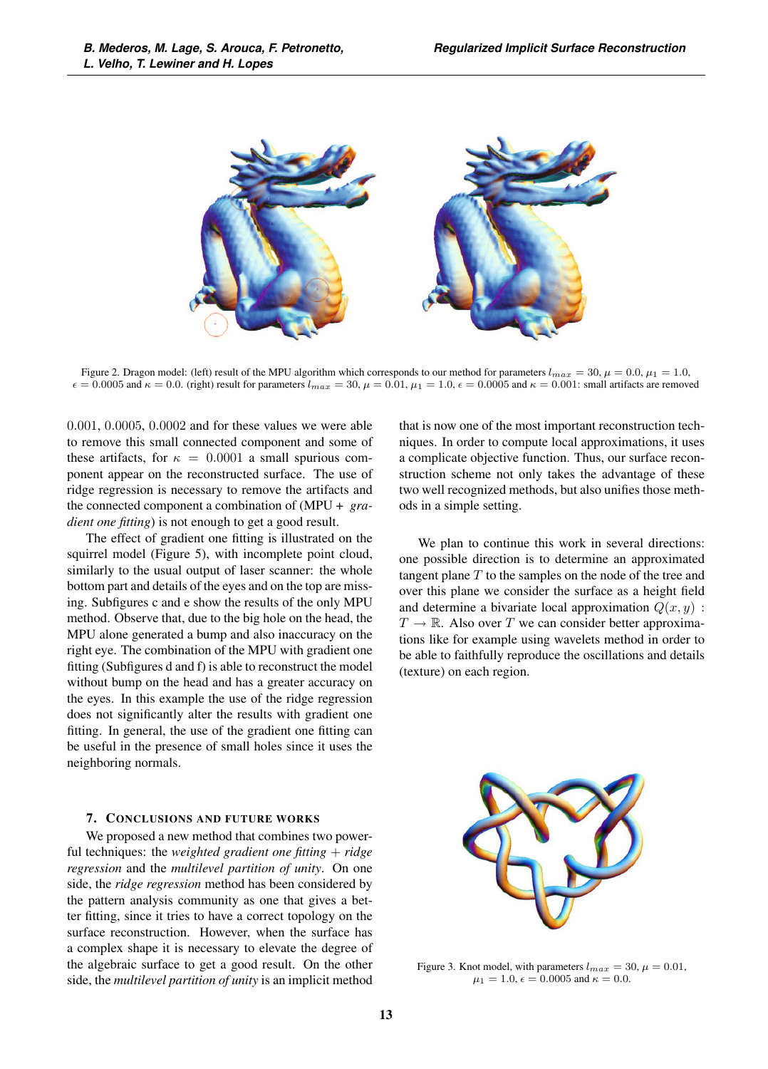Figure 2. Dragon model: (left) result of the MPU algorithm which corresponds to our method for parameters $l_{max} = 30$, $\mu = 0.0$, $\mu_1 = 1.0$, $\epsilon = 0.0005$ and $\kappa = 0.0$. (right) result for parameters $l_{max} = 30$, $\mu = 0.01$, $\mu_1 = 1.0$, $\epsilon = 0.0005$ and $\kappa = 0.001$: small artifacts are removed

0.001, 0.0005, 0.0002 and for these values we were able to remove this small connected component and some of these artifacts, for $\kappa = 0.0001$ a small spurious component appear on the reconstructed surface. The use of ridge regression is necessary to remove the artifacts and the connected component a combination of (MPU + *gradient one fitting*) is not enough to get a good result.

The effect of gradient one fitting is illustrated on the squirrel model (Figure 5), with incomplete point cloud, similarly to the usual output of laser scanner: the whole bottom part and details of the eyes and on the top are missing. Subfigures c and e show the results of the only MPU method. Observe that, due to the big hole on the head, the MPU alone generated a bump and also inaccuracy on the right eye. The combination of the MPU with gradient one fitting (Subfigures d and f) is able to reconstruct the model without bump on the head and has a greater accuracy on the eyes. In this example the use of the ridge regression does not significantly alter the results with gradient one fitting. In general, the use of the gradient one fitting can be useful in the presence of small holes since it uses the neighboring normals.

## 7. Conclusions and Future Works

We proposed a new method that combines two powerful techniques: the *weighted gradient one fitting + ridge regression* and the *multilevel partition of unity*. On one side, the *ridge regression* method has been considered by the pattern analysis community as one that gives a better fitting, since it tries to have a correct topology on the surface reconstruction. However, when the surface has a complex shape it is necessary to elevate the degree of the algebraic surface to get a good result. On the other side, the *multilevel partition of unity* is an implicit method that is now one of the most important reconstruction techniques. In order to compute local approximations, it uses a complicate objective function. Thus, our surface reconstruction scheme not only takes the advantage of these two well recognized methods, but also unifies those methods in a simple setting.

We plan to continue this work in several directions: one possible direction is to determine an approximated tangent plane $T$ to the samples on the node of the tree and over this plane we consider the surface as a height field and determine a bivariate local approximation $Q(x, y) : T \rightarrow \mathbb{R}$. Also over $T$ we can consider better approximations like for example using wavelets method in order to be able to faithfully reproduce the oscillations and details (texture) on each region.

Figure 3. Knot model, with parameters $l_{max} = 30$, $\mu = 0.01$, $\mu_1 = 1.0$, $\epsilon = 0.0005$ and $\kappa = 0.0$.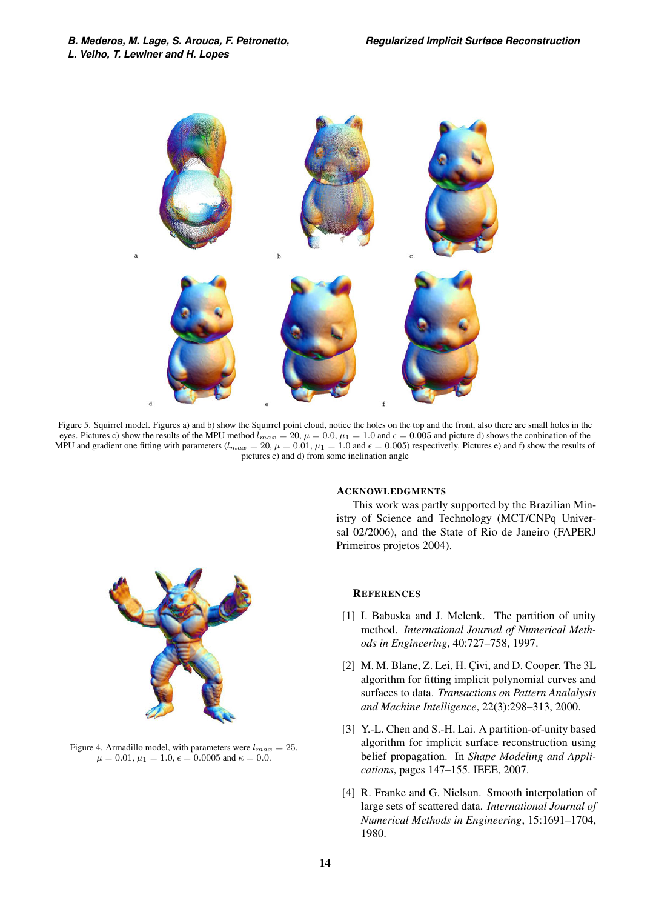Figure 5. Squirrel model. Figures a) and b) show the Squirrel point cloud, notice the holes on the top and the front, also there are small holes in the eyes. Pictures c) show the results of the MPU method $l_{max} = 20$, $\mu = 0.0$, $\mu_1 = 1.0$ and $\epsilon = 0.005$ and picture d) shows the conbination of the MPU and gradient one fitting with parameters ($l_{max} = 20$, $\mu = 0.01$, $\mu_1 = 1.0$ and $\epsilon = 0.005$) respectively. Pictures e) and f) show the results of pictures c) and d) from some inclination angle

Figure 4. Armadillo model, with parameters were $l_{max} = 25$, $\mu = 0.01$, $\mu_1 = 1.0$, $\epsilon = 0.0005$ and $\kappa = 0.0$.

## Acknowledgments

This work was partly supported by the Brazilian Ministry of Science and Technology (MCT/CNPq Universal 02/2006), and the State of Rio de Janeiro (FAPERJ Primeiros projetos 2004).

## References

[1] I. Babuska and J. Melenk. The partition of unity method. *International Journal of Numerical Methods in Engineering*, 40:727–758, 1997.

[2] M. M. Blane, Z. Lei, H. Çivi, and D. Cooper. The 3L algorithm for fitting implicit polynomial curves and surfaces to data. *Transactions on Pattern Analalysis and Machine Intelligence*, 22(3):298–313, 2000.

[3] Y.-L. Chen and S.-H. Lai. A partition-of-unity based algorithm for implicit surface reconstruction using belief propagation. In *Shape Modeling and Applications*, pages 147–155. IEEE, 2007.

[4] R. Franke and G. Nielson. Smooth interpolation of large sets of scattered data. *International Journal of Numerical Methods in Engineering*, 15:1691–1704, 1980.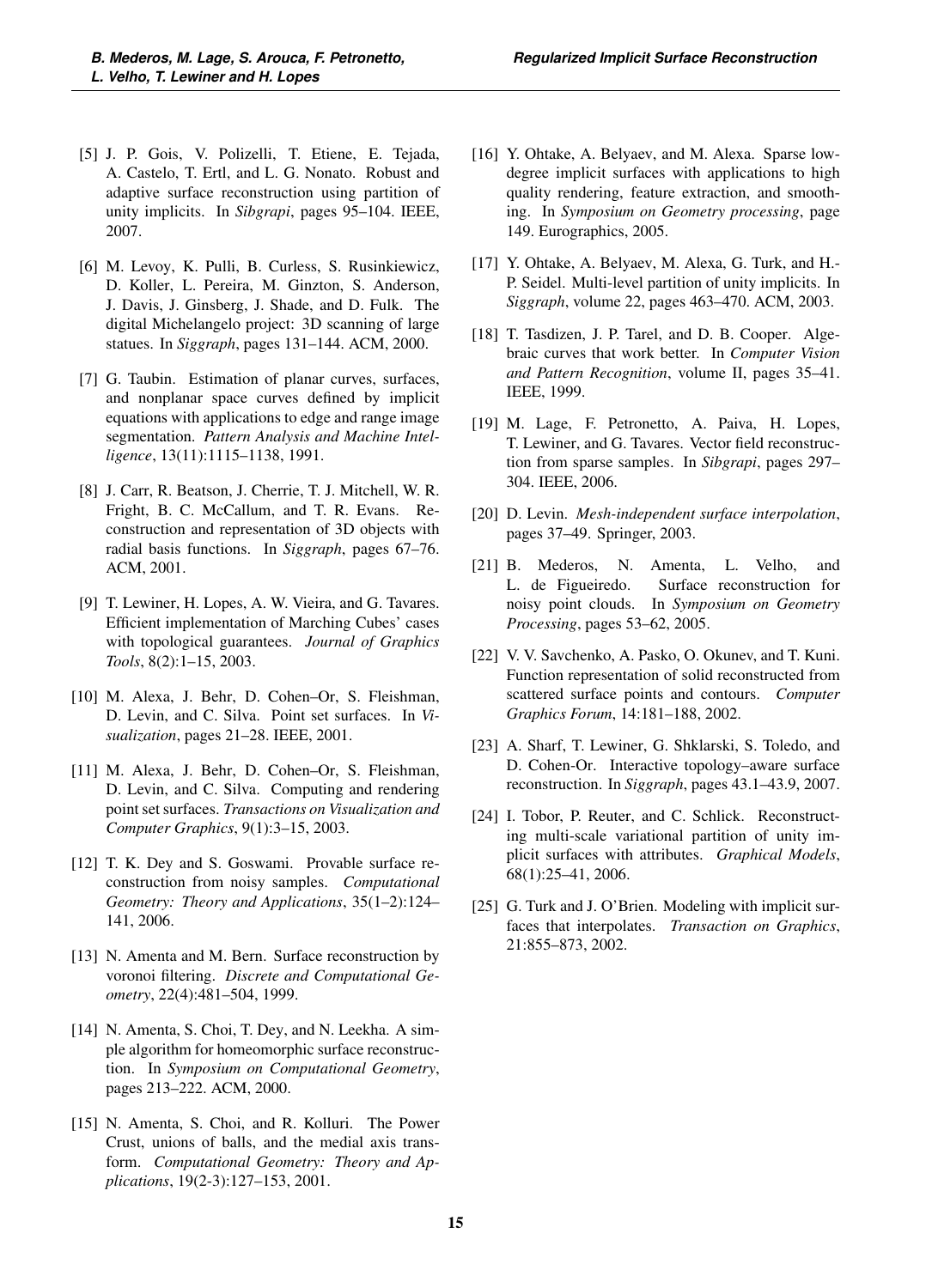[5] J. P. Gois, V. Polizelli, T. Etiene, E. Tejada, A. Castelo, T. Ertl, and L. G. Nonato. Robust and adaptive surface reconstruction using partition of unity implicits. In *Sibgrapi*, pages 95–104. IEEE, 2007.

[6] M. Levoy, K. Pulli, B. Curless, S. Rusinkiewicz, D. Koller, L. Pereira, M. Ginzton, S. Anderson, J. Davis, J. Ginsberg, J. Shade, and D. Fulk. The digital Michelangelo project: 3D scanning of large statues. In *Siggraph*, pages 131–144. ACM, 2000.

[7] G. Taubin. Estimation of planar curves, surfaces, and nonplanar space curves defined by implicit equations with applications to edge and range image segmentation. *Pattern Analysis and Machine Intelligence*, 13(11):1115–1138, 1991.

[8] J. Carr, R. Beatson, J. Cherrie, T. J. Mitchell, W. R. Fright, B. C. McCallum, and T. R. Evans. Reconstruction and representation of 3D objects with radial basis functions. In *Siggraph*, pages 67–76. ACM, 2001.

[9] T. Lewiner, H. Lopes, A. W. Vieira, and G. Tavares. Efficient implementation of Marching Cubes' cases with topological guarantees. *Journal of Graphics Tools*, 8(2):1–15, 2003.

[10] M. Alexa, J. Behr, D. Cohen–Or, S. Fleishman, D. Levin, and C. Silva. Point set surfaces. In *Visualization*, pages 21–28. IEEE, 2001.

[11] M. Alexa, J. Behr, D. Cohen–Or, S. Fleishman, D. Levin, and C. Silva. Computing and rendering point set surfaces. *Transactions on Visualization and Computer Graphics*, 9(1):3–15, 2003.

[12] T. K. Dey and S. Goswami. Provable surface reconstruction from noisy samples. *Computational Geometry: Theory and Applications*, 35(1–2):124–141, 2006.

[13] N. Amenta and M. Bern. Surface reconstruction by voronoi filtering. *Discrete and Computational Geometry*, 22(4):481–504, 1999.

[14] N. Amenta, S. Choi, T. Dey, and N. Leekha. A simple algorithm for homeomorphic surface reconstruction. In *Symposium on Computational Geometry*, pages 213–222. ACM, 2000.

[15] N. Amenta, S. Choi, and R. Kolluri. The Power Crust, unions of balls, and the medial axis transform. *Computational Geometry: Theory and Applications*, 19(2-3):127–153, 2001.

[16] Y. Ohtake, A. Belyaev, and M. Alexa. Sparse low-degree implicit surfaces with applications to high quality rendering, feature extraction, and smoothing. In *Symposium on Geometry processing*, page 149. Eurographics, 2005.

[17] Y. Ohtake, A. Belyaev, M. Alexa, G. Turk, and H.-P. Seidel. Multi-level partition of unity implicits. In *Siggraph*, volume 22, pages 463–470. ACM, 2003.

[18] T. Tasdizen, J. P. Tarel, and D. B. Cooper. Algebraic curves that work better. In *Computer Vision and Pattern Recognition*, volume II, pages 35–41. IEEE, 1999.

[19] M. Lage, F. Petronetto, A. Paiva, H. Lopes, T. Lewiner, and G. Tavares. Vector field reconstruction from sparse samples. In *Sibgrapi*, pages 297–304. IEEE, 2006.

[20] D. Levin. *Mesh-independent surface interpolation*, pages 37–49. Springer, 2003.

[21] B. Mederos, N. Amenta, L. Velho, and L. de Figueiredo. Surface reconstruction for noisy point clouds. In *Symposium on Geometry Processing*, pages 53–62, 2005.

[22] V. V. Savchenko, A. Pasko, O. Okunev, and T. Kuni. Function representation of solid reconstructed from scattered surface points and contours. *Computer Graphics Forum*, 14:181–188, 2002.

[23] A. Sharf, T. Lewiner, G. Shklarski, S. Toledo, and D. Cohen-Or. Interactive topology–aware surface reconstruction. In *Siggraph*, pages 43.1–43.9, 2007.

[24] I. Tobor, P. Reuter, and C. Schlick. Reconstructing multi-scale variational partition of unity implicit surfaces with attributes. *Graphical Models*, 68(1):25–41, 2006.

[25] G. Turk and J. O'Brien. Modeling with implicit surfaces that interpolates. *Transaction on Graphics*, 21:855–873, 2002.